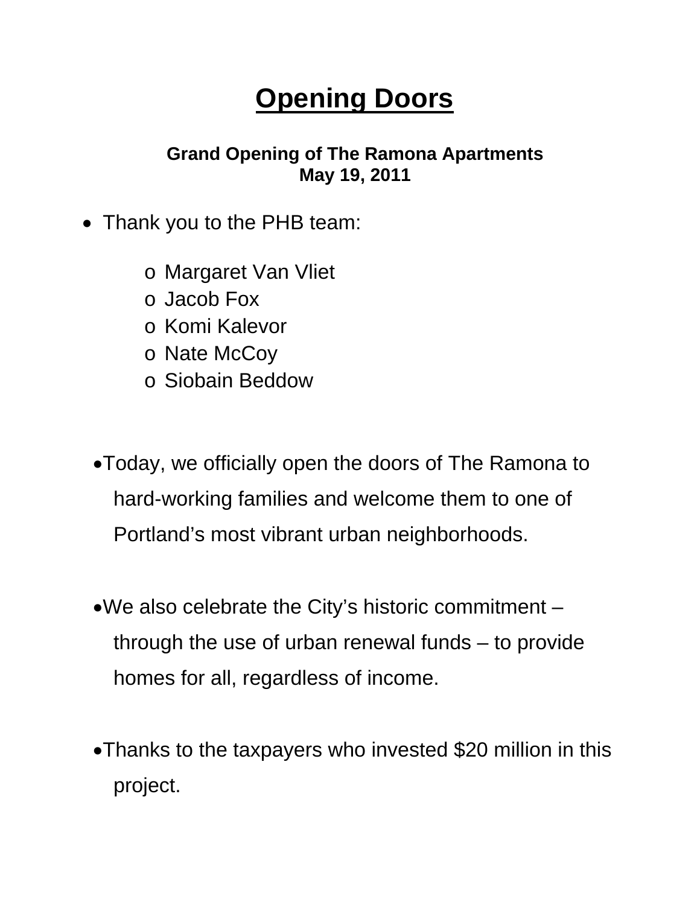# Opening Doors

**Grand Opening of The Ramona Apartments**
**May 19, 2011**

- Thank you to the PHB team:
  - Margaret Van Vliet
  - Jacob Fox
  - Komi Kalevor
  - Nate McCoy
  - Siobain Beddow

- Today, we officially open the doors of The Ramona to hard-working families and welcome them to one of Portland's most vibrant urban neighborhoods.

- We also celebrate the City's historic commitment – through the use of urban renewal funds – to provide homes for all, regardless of income.

- Thanks to the taxpayers who invested $20 million in this project.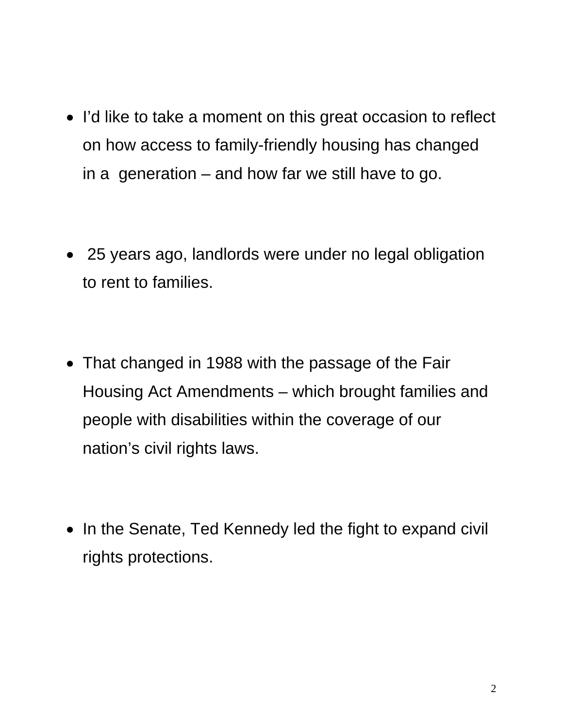- I'd like to take a moment on this great occasion to reflect on how access to family-friendly housing has changed in a generation – and how far we still have to go.

- 25 years ago, landlords were under no legal obligation to rent to families.

- That changed in 1988 with the passage of the Fair Housing Act Amendments – which brought families and people with disabilities within the coverage of our nation's civil rights laws.

- In the Senate, Ted Kennedy led the fight to expand civil rights protections.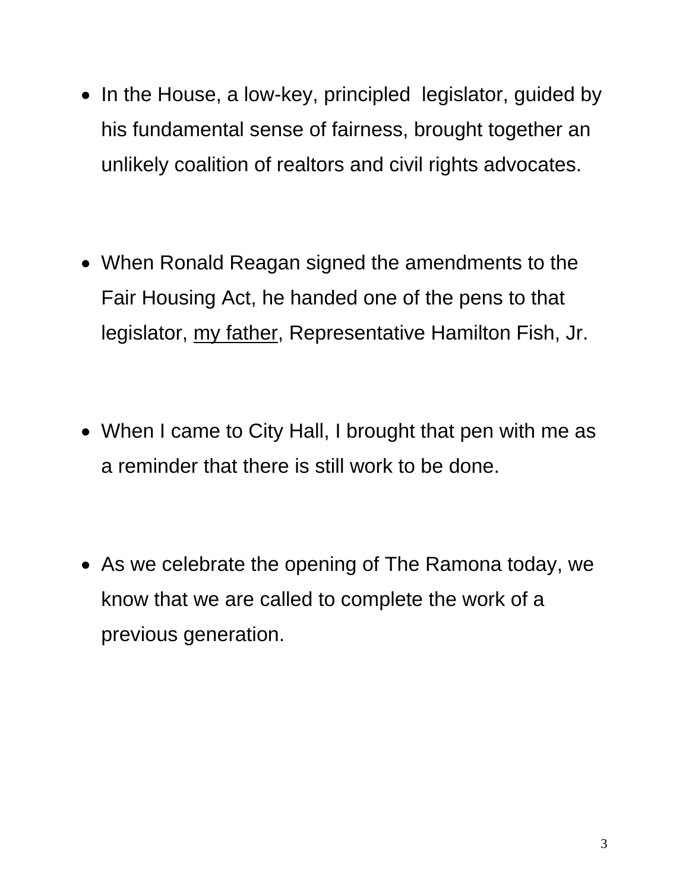- In the House, a low-key, principled legislator, guided by his fundamental sense of fairness, brought together an unlikely coalition of realtors and civil rights advocates.

- When Ronald Reagan signed the amendments to the Fair Housing Act, he handed one of the pens to that legislator, <u>my father</u>, Representative Hamilton Fish, Jr.

- When I came to City Hall, I brought that pen with me as a reminder that there is still work to be done.

- As we celebrate the opening of The Ramona today, we know that we are called to complete the work of a previous generation.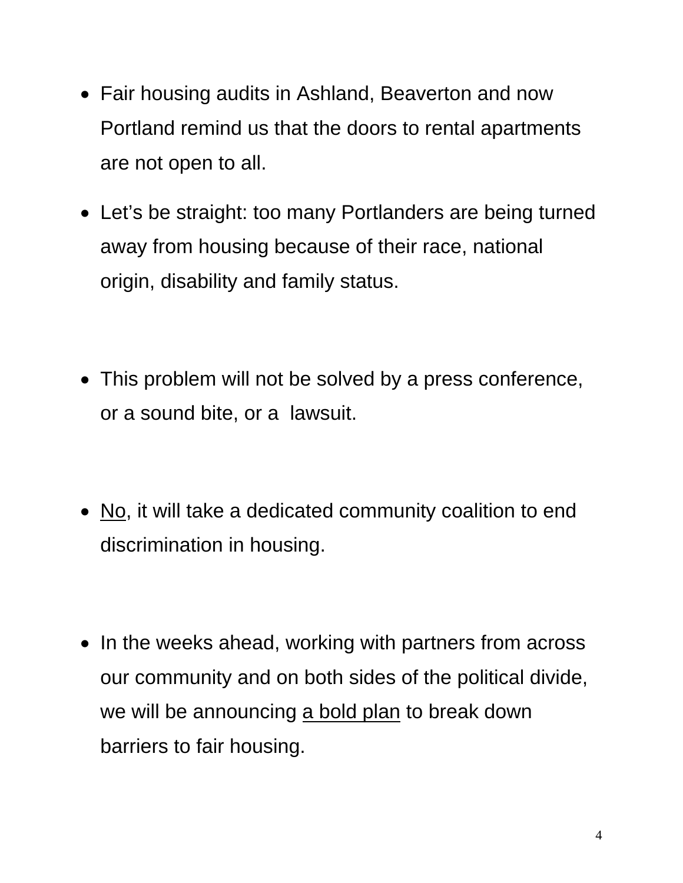- Fair housing audits in Ashland, Beaverton and now Portland remind us that the doors to rental apartments are not open to all.

- Let's be straight: too many Portlanders are being turned away from housing because of their race, national origin, disability and family status.

- This problem will not be solved by a press conference, or a sound bite, or a lawsuit.

- <u>No</u>, it will take a dedicated community coalition to end discrimination in housing.

- In the weeks ahead, working with partners from across our community and on both sides of the political divide, we will be announcing <u>a bold plan</u> to break down barriers to fair housing.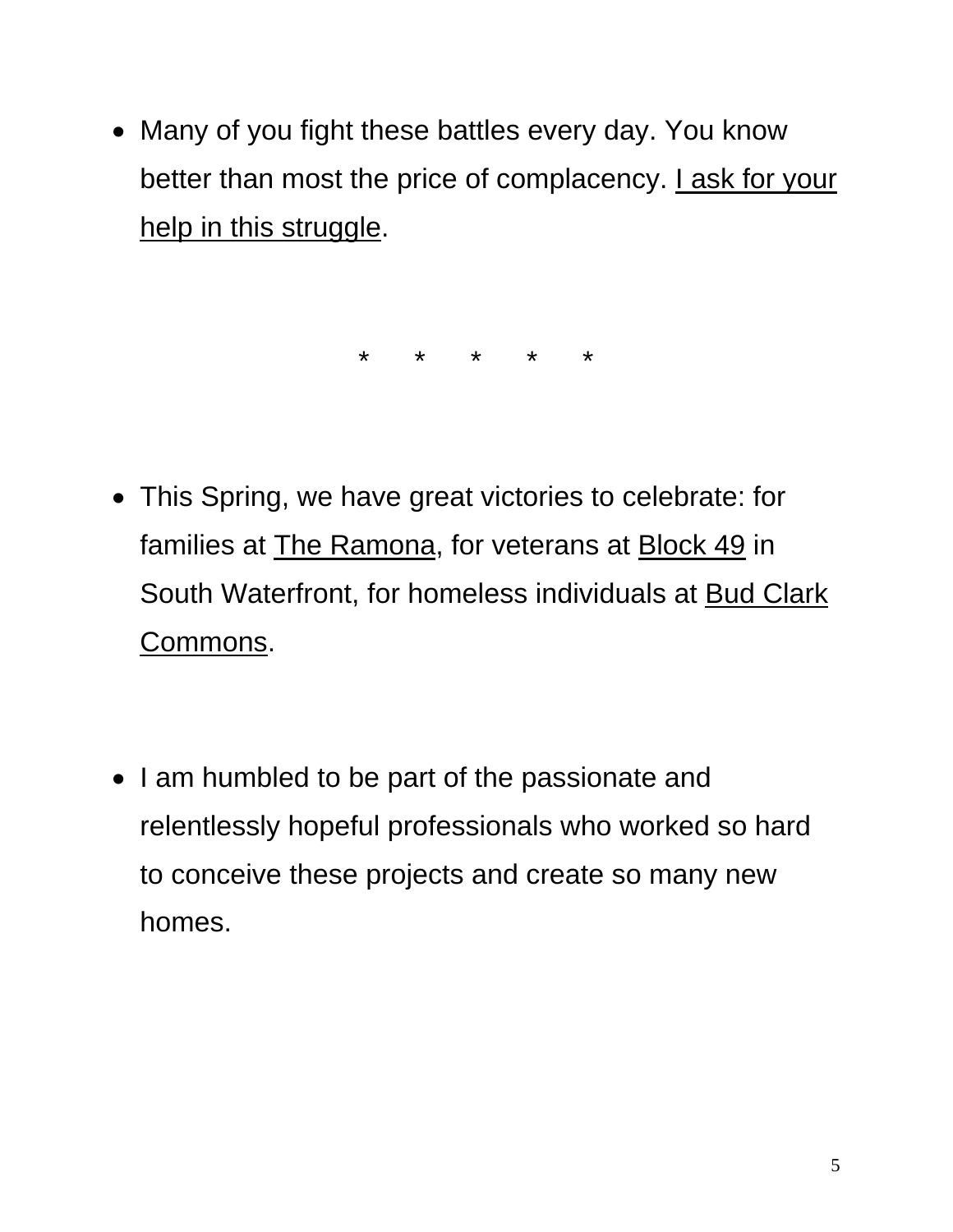- Many of you fight these battles every day. You know better than most the price of complacency. <u>I ask for your help in this struggle</u>.

<p align="center">*     *     *     *     *</p>

- This Spring, we have great victories to celebrate: for families at <u>The Ramona</u>, for veterans at <u>Block 49</u> in South Waterfront, for homeless individuals at <u>Bud Clark Commons</u>.

- I am humbled to be part of the passionate and relentlessly hopeful professionals who worked so hard to conceive these projects and create so many new homes.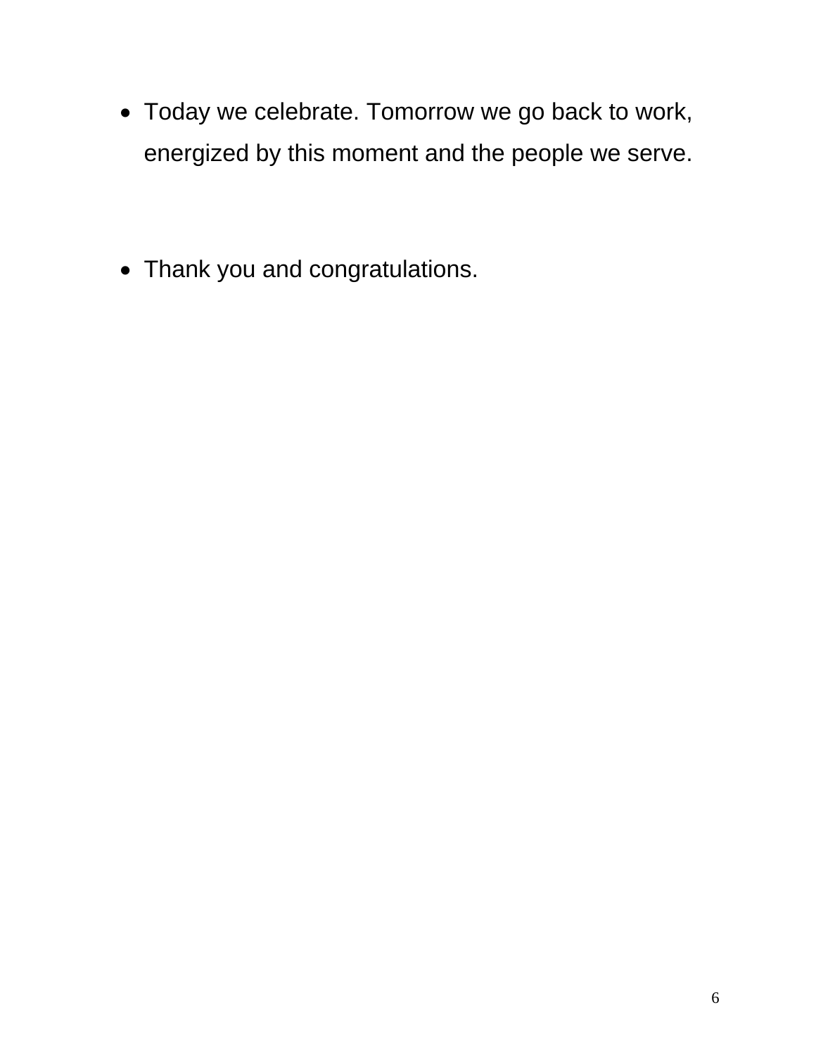- Today we celebrate. Tomorrow we go back to work, energized by this moment and the people we serve.

- Thank you and congratulations.